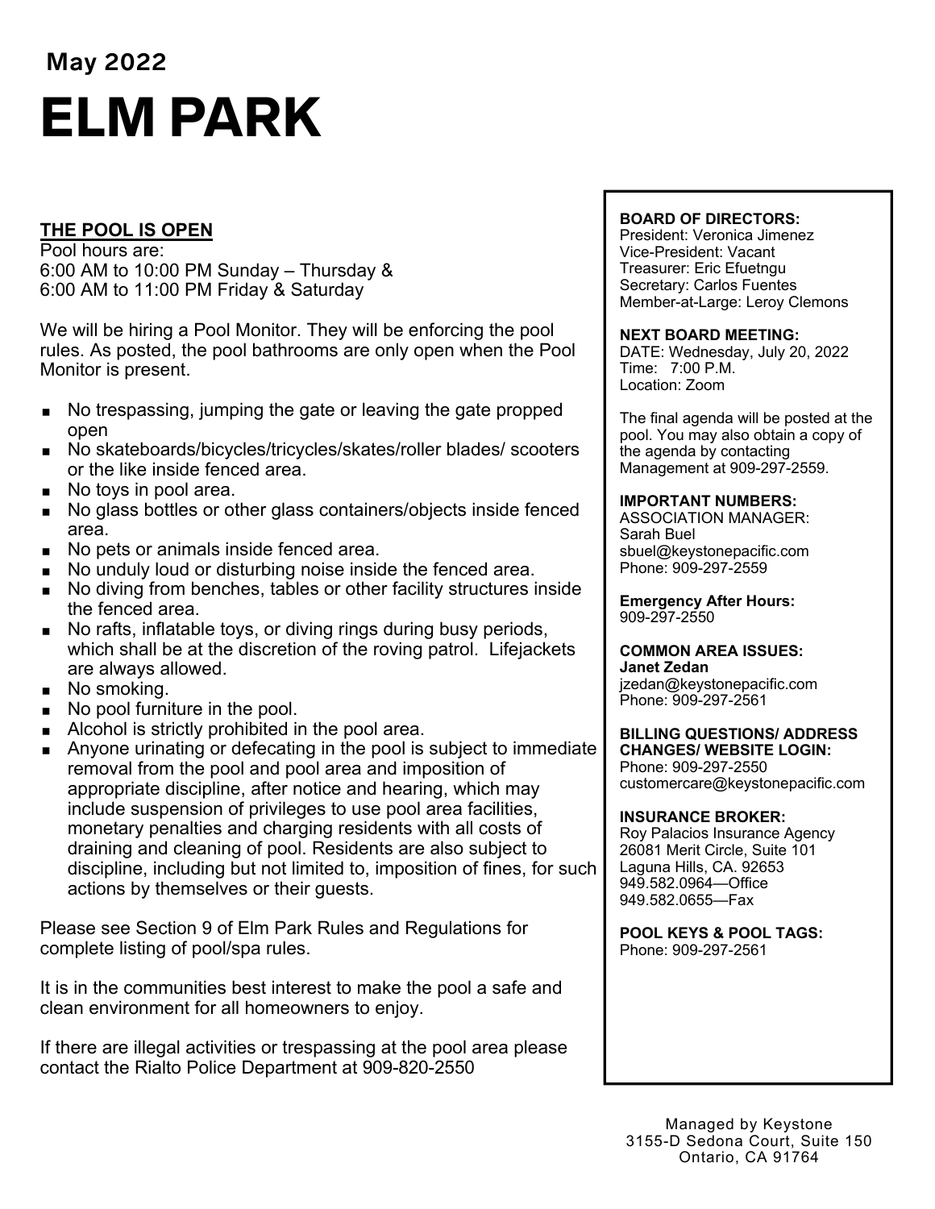May 2022

# ELM PARK

## THE POOL IS OPEN

Pool hours are:
6:00 AM to 10:00 PM Sunday – Thursday &
6:00 AM to 11:00 PM Friday & Saturday

We will be hiring a Pool Monitor. They will be enforcing the pool rules. As posted, the pool bathrooms are only open when the Pool Monitor is present.

- No trespassing, jumping the gate or leaving the gate propped open
- No skateboards/bicycles/tricycles/skates/roller blades/ scooters or the like inside fenced area.
- No toys in pool area.
- No glass bottles or other glass containers/objects inside fenced area.
- No pets or animals inside fenced area.
- No unduly loud or disturbing noise inside the fenced area.
- No diving from benches, tables or other facility structures inside the fenced area.
- No rafts, inflatable toys, or diving rings during busy periods, which shall be at the discretion of the roving patrol. Lifejackets are always allowed.
- No smoking.
- No pool furniture in the pool.
- Alcohol is strictly prohibited in the pool area.
- Anyone urinating or defecating in the pool is subject to immediate removal from the pool and pool area and imposition of appropriate discipline, after notice and hearing, which may include suspension of privileges to use pool area facilities, monetary penalties and charging residents with all costs of draining and cleaning of pool. Residents are also subject to discipline, including but not limited to, imposition of fines, for such actions by themselves or their guests.

Please see Section 9 of Elm Park Rules and Regulations for complete listing of pool/spa rules.

It is in the communities best interest to make the pool a safe and clean environment for all homeowners to enjoy.

If there are illegal activities or trespassing at the pool area please contact the Rialto Police Department at 909-820-2550

**BOARD OF DIRECTORS:**
President: Veronica Jimenez
Vice-President: Vacant
Treasurer: Eric Efuetngu
Secretary: Carlos Fuentes
Member-at-Large: Leroy Clemons

**NEXT BOARD MEETING:**
DATE: Wednesday, July 20, 2022
Time: 7:00 P.M.
Location: Zoom

The final agenda will be posted at the pool. You may also obtain a copy of the agenda by contacting Management at 909-297-2559.

**IMPORTANT NUMBERS:**
ASSOCIATION MANAGER:
Sarah Buel
sbuel@keystonepacific.com
Phone: 909-297-2559

**Emergency After Hours:**
909-297-2550

**COMMON AREA ISSUES:**
**Janet Zedan**
jzedan@keystonepacific.com
Phone: 909-297-2561

**BILLING QUESTIONS/ ADDRESS CHANGES/ WEBSITE LOGIN:**
Phone: 909-297-2550
customercare@keystonepacific.com

**INSURANCE BROKER:**
Roy Palacios Insurance Agency
26081 Merit Circle, Suite 101
Laguna Hills, CA. 92653
949.582.0964—Office
949.582.0655—Fax

**POOL KEYS & POOL TAGS:**
Phone: 909-297-2561

Managed by Keystone
3155-D Sedona Court, Suite 150
Ontario, CA 91764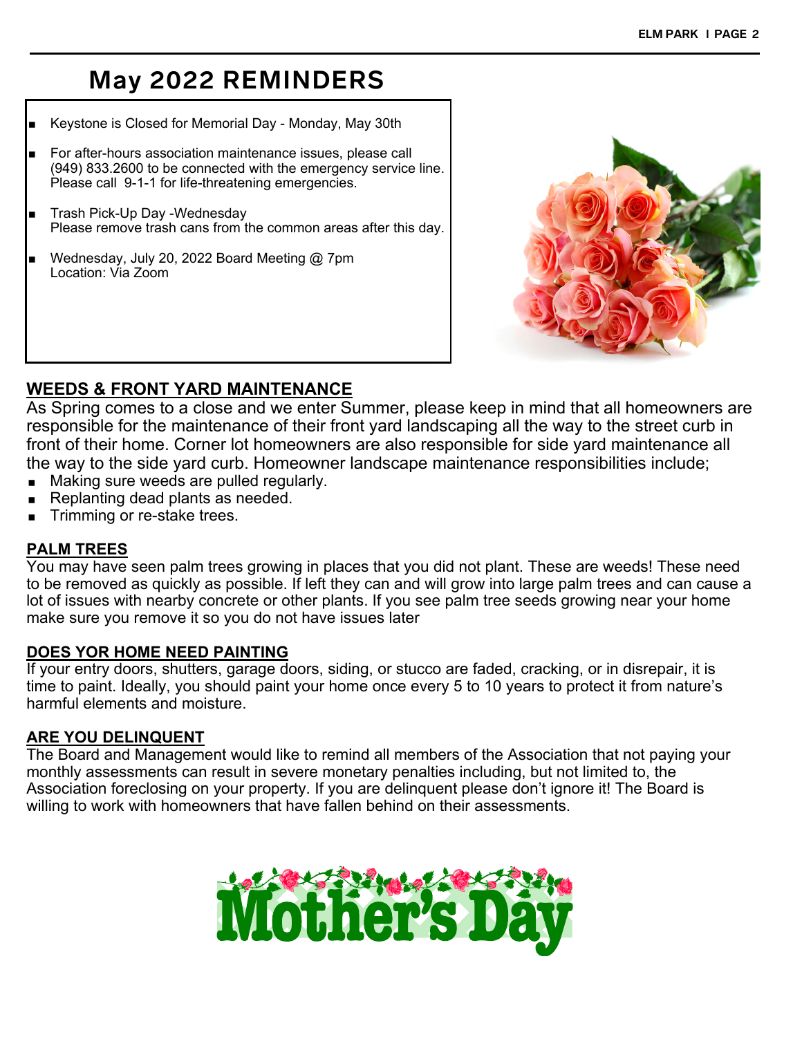# May 2022 REMINDERS

- Keystone is Closed for Memorial Day - Monday, May 30th
- For after-hours association maintenance issues, please call (949) 833.2600 to be connected with the emergency service line. Please call 9-1-1 for life-threatening emergencies.
- Trash Pick-Up Day -Wednesday
  Please remove trash cans from the common areas after this day.
- Wednesday, July 20, 2022 Board Meeting @ 7pm
  Location: Via Zoom

## WEEDS & FRONT YARD MAINTENANCE

As Spring comes to a close and we enter Summer, please keep in mind that all homeowners are responsible for the maintenance of their front yard landscaping all the way to the street curb in front of their home. Corner lot homeowners are also responsible for side yard maintenance all the way to the side yard curb. Homeowner landscape maintenance responsibilities include;

- Making sure weeds are pulled regularly.
- Replanting dead plants as needed.
- Trimming or re-stake trees.

## PALM TREES

You may have seen palm trees growing in places that you did not plant. These are weeds! These need to be removed as quickly as possible. If left they can and will grow into large palm trees and can cause a lot of issues with nearby concrete or other plants. If you see palm tree seeds growing near your home make sure you remove it so you do not have issues later

## DOES YOR HOME NEED PAINTING

If your entry doors, shutters, garage doors, siding, or stucco are faded, cracking, or in disrepair, it is time to paint. Ideally, you should paint your home once every 5 to 10 years to protect it from nature's harmful elements and moisture.

## ARE YOU DELINQUENT

The Board and Management would like to remind all members of the Association that not paying your monthly assessments can result in severe monetary penalties including, but not limited to, the Association foreclosing on your property. If you are delinquent please don't ignore it! The Board is willing to work with homeowners that have fallen behind on their assessments.

Mother's Day